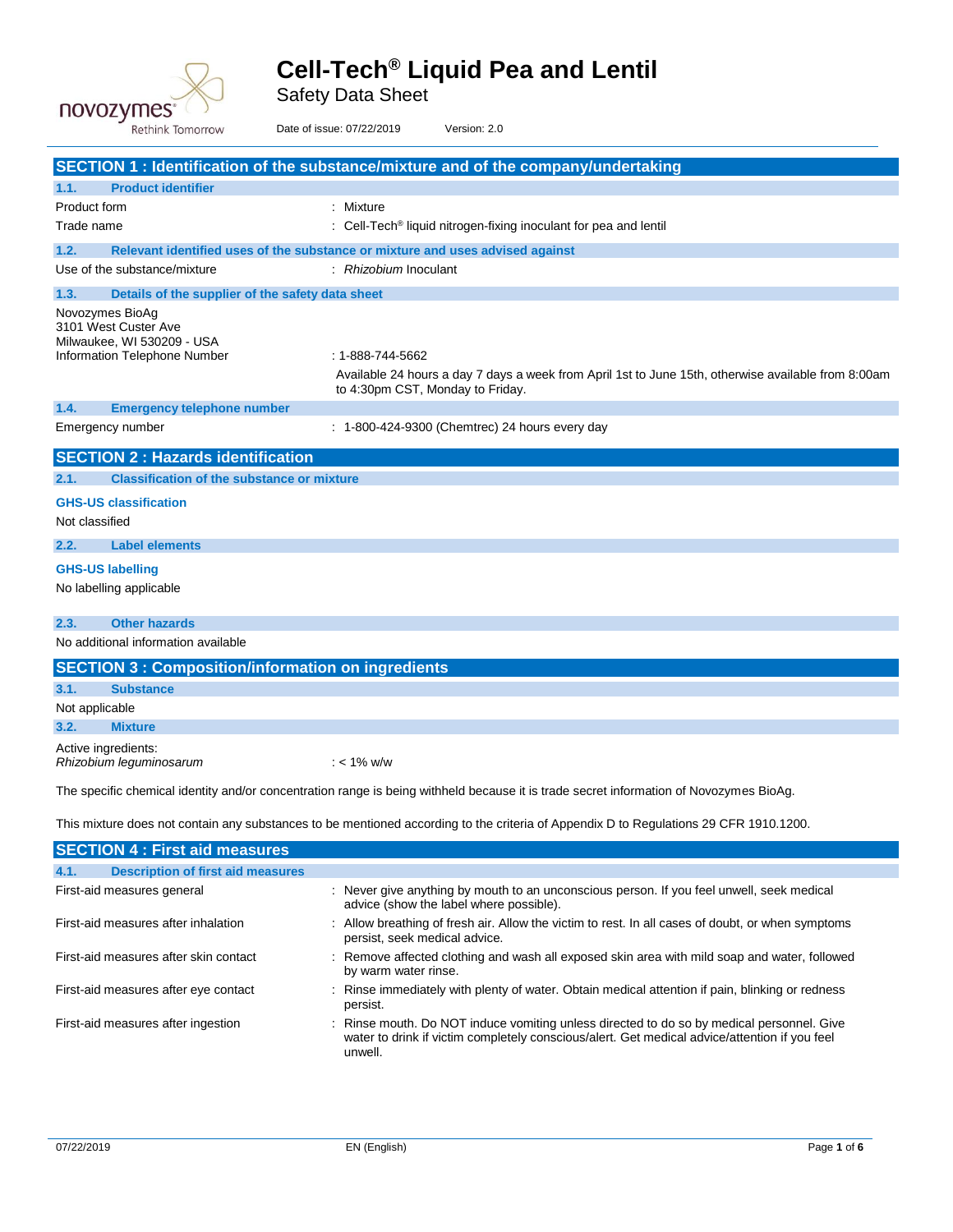# Cell-Tech® Liquid Pea and Lentil

Safety Data Sheet

Date of issue: 07/22/2019 Version: 2.0

## SECTION 1 : Identification of the substance/mixture and of the company/undertaking

### 1.1. Product identifier

Product form : Mixture

Trade name : Cell-Tech® liquid nitrogen-fixing inoculant for pea and lentil

### 1.2. Relevant identified uses of the substance or mixture and uses advised against

Use of the substance/mixture : *Rhizobium* Inoculant

### 1.3. Details of the supplier of the safety data sheet

Novozymes BioAg
3101 West Custer Ave
Milwaukee, WI 530209 - USA
Information Telephone Number : 1-888-744-5662

Available 24 hours a day 7 days a week from April 1st to June 15th, otherwise available from 8:00am to 4:30pm CST, Monday to Friday.

### 1.4. Emergency telephone number

Emergency number : 1-800-424-9300 (Chemtrec) 24 hours every day

## SECTION 2 : Hazards identification

### 2.1. Classification of the substance or mixture

**GHS-US classification**

Not classified

### 2.2. Label elements

**GHS-US labelling**

No labelling applicable

### 2.3. Other hazards

No additional information available

## SECTION 3 : Composition/information on ingredients

### 3.1. Substance

Not applicable

### 3.2. Mixture

Active ingredients:
*Rhizobium leguminosarum* : < 1% w/w

The specific chemical identity and/or concentration range is being withheld because it is trade secret information of Novozymes BioAg.

This mixture does not contain any substances to be mentioned according to the criteria of Appendix D to Regulations 29 CFR 1910.1200.

## SECTION 4 : First aid measures

### 4.1. Description of first aid measures

First-aid measures general : Never give anything by mouth to an unconscious person. If you feel unwell, seek medical advice (show the label where possible).

First-aid measures after inhalation : Allow breathing of fresh air. Allow the victim to rest. In all cases of doubt, or when symptoms persist, seek medical advice.

First-aid measures after skin contact : Remove affected clothing and wash all exposed skin area with mild soap and water, followed by warm water rinse.

First-aid measures after eye contact : Rinse immediately with plenty of water. Obtain medical attention if pain, blinking or redness persist.

First-aid measures after ingestion : Rinse mouth. Do NOT induce vomiting unless directed to do so by medical personnel. Give water to drink if victim completely conscious/alert. Get medical advice/attention if you feel unwell.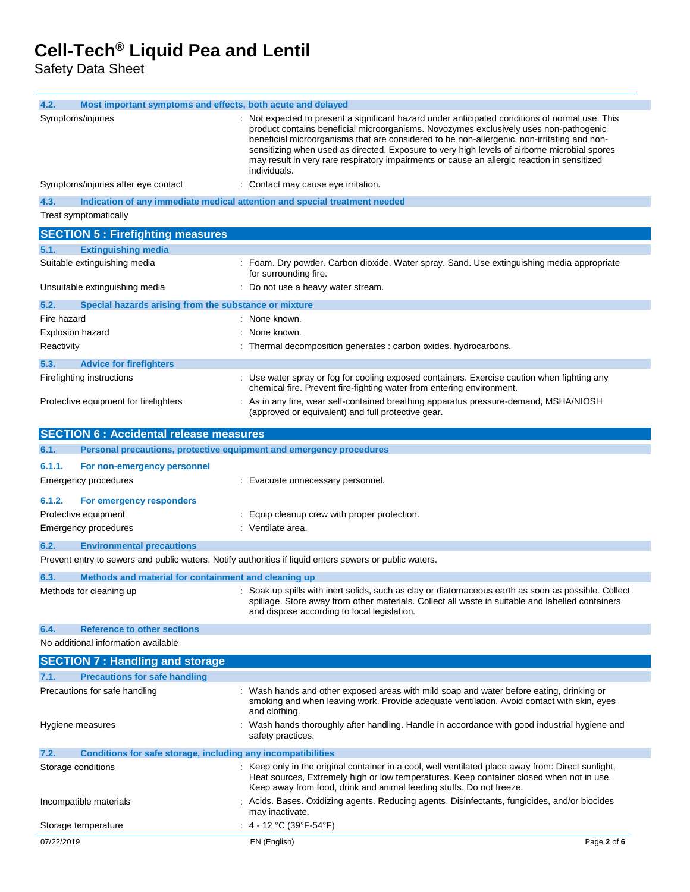#### 4.2. Most important symptoms and effects, both acute and delayed

| | |
|---|---|
| Symptoms/injuries | : Not expected to present a significant hazard under anticipated conditions of normal use. This product contains beneficial microorganisms. Novozymes exclusively uses non-pathogenic beneficial microorganisms that are considered to be non-allergenic, non-irritating and non-sensitizing when used as directed. Exposure to very high levels of airborne microbial spores may result in very rare respiratory impairments or cause an allergic reaction in sensitized individuals. |
| Symptoms/injuries after eye contact | : Contact may cause eye irritation. |

#### 4.3. Indication of any immediate medical attention and special treatment needed

Treat symptomatically

## SECTION 5 : Firefighting measures

#### 5.1. Extinguishing media

| | |
|---|---|
| Suitable extinguishing media | : Foam. Dry powder. Carbon dioxide. Water spray. Sand. Use extinguishing media appropriate for surrounding fire. |
| Unsuitable extinguishing media | : Do not use a heavy water stream. |

#### 5.2. Special hazards arising from the substance or mixture

| | |
|---|---|
| Fire hazard | : None known. |
| Explosion hazard | : None known. |
| Reactivity | : Thermal decomposition generates : carbon oxides. hydrocarbons. |

#### 5.3. Advice for firefighters

| | |
|---|---|
| Firefighting instructions | : Use water spray or fog for cooling exposed containers. Exercise caution when fighting any chemical fire. Prevent fire-fighting water from entering environment. |
| Protective equipment for firefighters | : As in any fire, wear self-contained breathing apparatus pressure-demand, MSHA/NIOSH (approved or equivalent) and full protective gear. |

## SECTION 6 : Accidental release measures

#### 6.1. Personal precautions, protective equipment and emergency procedures

##### 6.1.1. For non-emergency personnel

| | |
|---|---|
| Emergency procedures | : Evacuate unnecessary personnel. |

##### 6.1.2. For emergency responders

| | |
|---|---|
| Protective equipment | : Equip cleanup crew with proper protection. |
| Emergency procedures | : Ventilate area. |

#### 6.2. Environmental precautions

Prevent entry to sewers and public waters. Notify authorities if liquid enters sewers or public waters.

#### 6.3. Methods and material for containment and cleaning up

| | |
|---|---|
| Methods for cleaning up | : Soak up spills with inert solids, such as clay or diatomaceous earth as soon as possible. Collect spillage. Store away from other materials. Collect all waste in suitable and labelled containers and dispose according to local legislation. |

#### 6.4. Reference to other sections

No additional information available

## SECTION 7 : Handling and storage

#### 7.1. Precautions for safe handling

| | |
|---|---|
| Precautions for safe handling | : Wash hands and other exposed areas with mild soap and water before eating, drinking or smoking and when leaving work. Provide adequate ventilation. Avoid contact with skin, eyes and clothing. |
| Hygiene measures | : Wash hands thoroughly after handling. Handle in accordance with good industrial hygiene and safety practices. |

#### 7.2. Conditions for safe storage, including any incompatibilities

| | |
|---|---|
| Storage conditions | : Keep only in the original container in a cool, well ventilated place away from: Direct sunlight, Heat sources, Extremely high or low temperatures. Keep container closed when not in use. Keep away from food, drink and animal feeding stuffs. Do not freeze. |
| Incompatible materials | : Acids. Bases. Oxidizing agents. Reducing agents. Disinfectants, fungicides, and/or biocides may inactivate. |
| Storage temperature | : 4 - 12 °C (39°F-54°F) |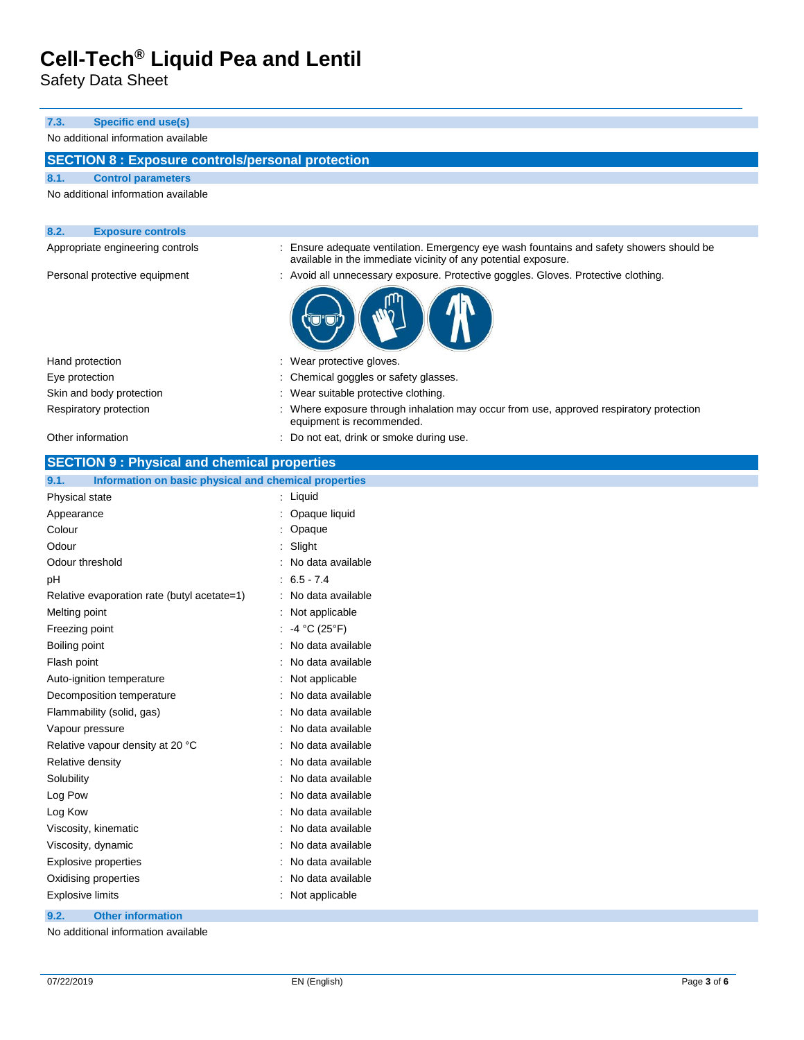### 7.3. Specific end use(s)

No additional information available

## SECTION 8 : Exposure controls/personal protection

### 8.1. Control parameters

No additional information available

### 8.2. Exposure controls

| | |
|---|---|
| Appropriate engineering controls | : Ensure adequate ventilation. Emergency eye wash fountains and safety showers should be available in the immediate vicinity of any potential exposure. |
| Personal protective equipment | : Avoid all unnecessary exposure. Protective goggles. Gloves. Protective clothing. |
| Hand protection | : Wear protective gloves. |
| Eye protection | : Chemical goggles or safety glasses. |
| Skin and body protection | : Wear suitable protective clothing. |
| Respiratory protection | : Where exposure through inhalation may occur from use, approved respiratory protection equipment is recommended. |
| Other information | : Do not eat, drink or smoke during use. |

## SECTION 9 : Physical and chemical properties

### 9.1. Information on basic physical and chemical properties

| | |
|---|---|
| Physical state | : Liquid |
| Appearance | : Opaque liquid |
| Colour | : Opaque |
| Odour | : Slight |
| Odour threshold | : No data available |
| pH | : 6.5 - 7.4 |
| Relative evaporation rate (butyl acetate=1) | : No data available |
| Melting point | : Not applicable |
| Freezing point | : -4 °C (25°F) |
| Boiling point | : No data available |
| Flash point | : No data available |
| Auto-ignition temperature | : Not applicable |
| Decomposition temperature | : No data available |
| Flammability (solid, gas) | : No data available |
| Vapour pressure | : No data available |
| Relative vapour density at 20 °C | : No data available |
| Relative density | : No data available |
| Solubility | : No data available |
| Log Pow | : No data available |
| Log Kow | : No data available |
| Viscosity, kinematic | : No data available |
| Viscosity, dynamic | : No data available |
| Explosive properties | : No data available |
| Oxidising properties | : No data available |
| Explosive limits | : Not applicable |

### 9.2. Other information

No additional information available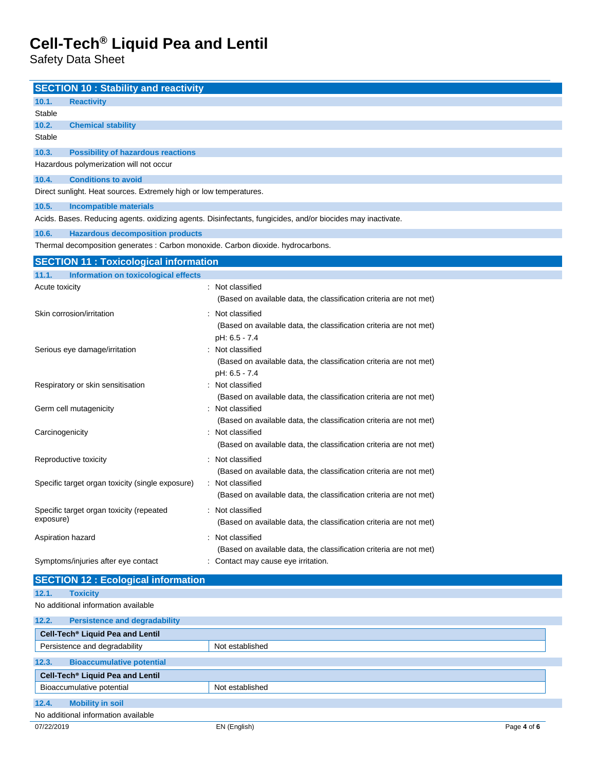## SECTION 10 : Stability and reactivity

### 10.1. Reactivity

Stable

### 10.2. Chemical stability

Stable

### 10.3. Possibility of hazardous reactions

Hazardous polymerization will not occur

### 10.4. Conditions to avoid

Direct sunlight. Heat sources. Extremely high or low temperatures.

### 10.5. Incompatible materials

Acids. Bases. Reducing agents. oxidizing agents. Disinfectants, fungicides, and/or biocides may inactivate.

### 10.6. Hazardous decomposition products

Thermal decomposition generates : Carbon monoxide. Carbon dioxide. hydrocarbons.

## SECTION 11 : Toxicological information

### 11.1. Information on toxicological effects

| | |
|---|---|
| Acute toxicity | : Not classified<br>(Based on available data, the classification criteria are not met) |
| Skin corrosion/irritation | : Not classified<br>(Based on available data, the classification criteria are not met)<br>pH: 6.5 - 7.4 |
| Serious eye damage/irritation | : Not classified<br>(Based on available data, the classification criteria are not met)<br>pH: 6.5 - 7.4 |
| Respiratory or skin sensitisation | : Not classified<br>(Based on available data, the classification criteria are not met) |
| Germ cell mutagenicity | : Not classified<br>(Based on available data, the classification criteria are not met) |
| Carcinogenicity | : Not classified<br>(Based on available data, the classification criteria are not met) |
| Reproductive toxicity | : Not classified<br>(Based on available data, the classification criteria are not met) |
| Specific target organ toxicity (single exposure) | : Not classified<br>(Based on available data, the classification criteria are not met) |
| Specific target organ toxicity (repeated exposure) | : Not classified<br>(Based on available data, the classification criteria are not met) |
| Aspiration hazard | : Not classified<br>(Based on available data, the classification criteria are not met) |
| Symptoms/injuries after eye contact | : Contact may cause eye irritation. |

## SECTION 12 : Ecological information

### 12.1. Toxicity

No additional information available

### 12.2. Persistence and degradability

| Cell-Tech® Liquid Pea and Lentil | |
|---|---|
| Persistence and degradability | Not established |

### 12.3. Bioaccumulative potential

| Cell-Tech® Liquid Pea and Lentil | |
|---|---|
| Bioaccumulative potential | Not established |

### 12.4. Mobility in soil

No additional information available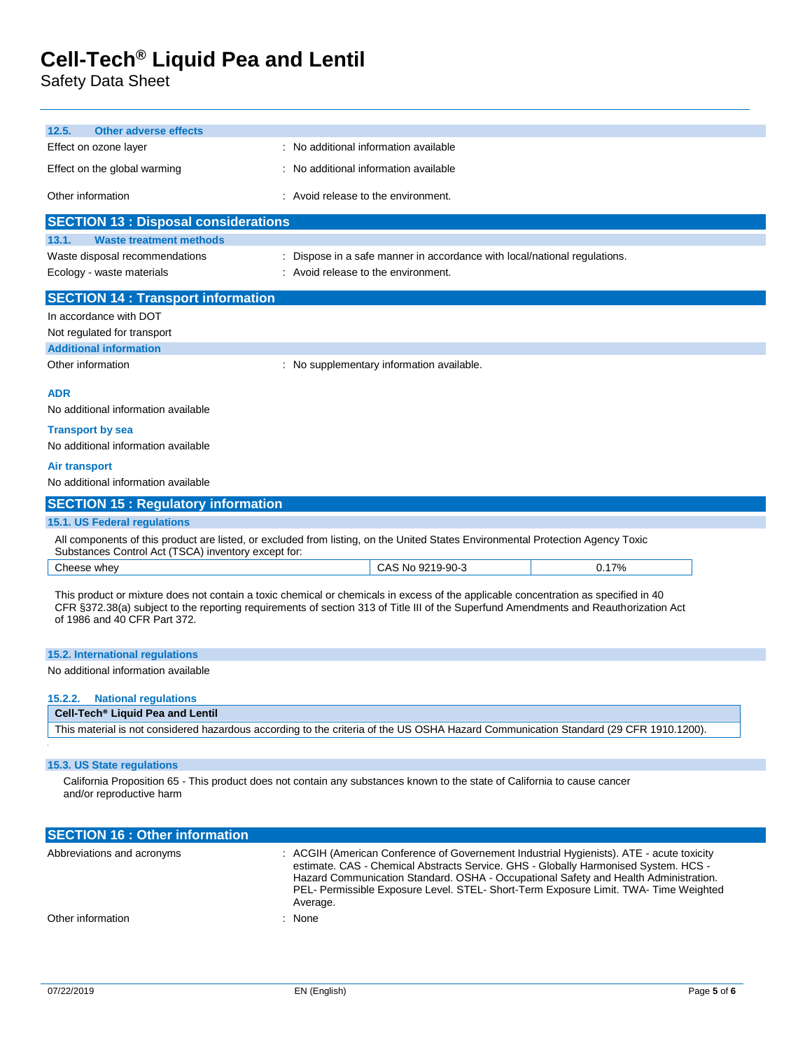### 12.5. Other adverse effects

Effect on ozone layer : No additional information available

Effect on the global warming : No additional information available

Other information : Avoid release to the environment.

## SECTION 13 : Disposal considerations

### 13.1. Waste treatment methods

Waste disposal recommendations : Dispose in a safe manner in accordance with local/national regulations.

Ecology - waste materials : Avoid release to the environment.

## SECTION 14 : Transport information

In accordance with DOT

Not regulated for transport

### Additional information

Other information : No supplementary information available.

**ADR**

No additional information available

**Transport by sea**

No additional information available

**Air transport**

No additional information available

## SECTION 15 : Regulatory information

### 15.1. US Federal regulations

All components of this product are listed, or excluded from listing, on the United States Environmental Protection Agency Toxic Substances Control Act (TSCA) inventory except for:

| Cheese whey | CAS No 9219-90-3 | 0.17% |
|---|---|---|

This product or mixture does not contain a toxic chemical or chemicals in excess of the applicable concentration as specified in 40 CFR §372.38(a) subject to the reporting requirements of section 313 of Title III of the Superfund Amendments and Reauthorization Act of 1986 and 40 CFR Part 372.

### 15.2. International regulations

No additional information available

### 15.2.2. National regulations

**Cell-Tech® Liquid Pea and Lentil**

This material is not considered hazardous according to the criteria of the US OSHA Hazard Communication Standard (29 CFR 1910.1200).

### 15.3. US State regulations

California Proposition 65 - This product does not contain any substances known to the state of California to cause cancer and/or reproductive harm

## SECTION 16 : Other information

Abbreviations and acronyms : ACGIH (American Conference of Governement Industrial Hygienists). ATE - acute toxicity estimate. CAS - Chemical Abstracts Service. GHS - Globally Harmonised System. HCS - Hazard Communication Standard. OSHA - Occupational Safety and Health Administration. PEL- Permissible Exposure Level. STEL- Short-Term Exposure Limit. TWA- Time Weighted Average.

Other information : None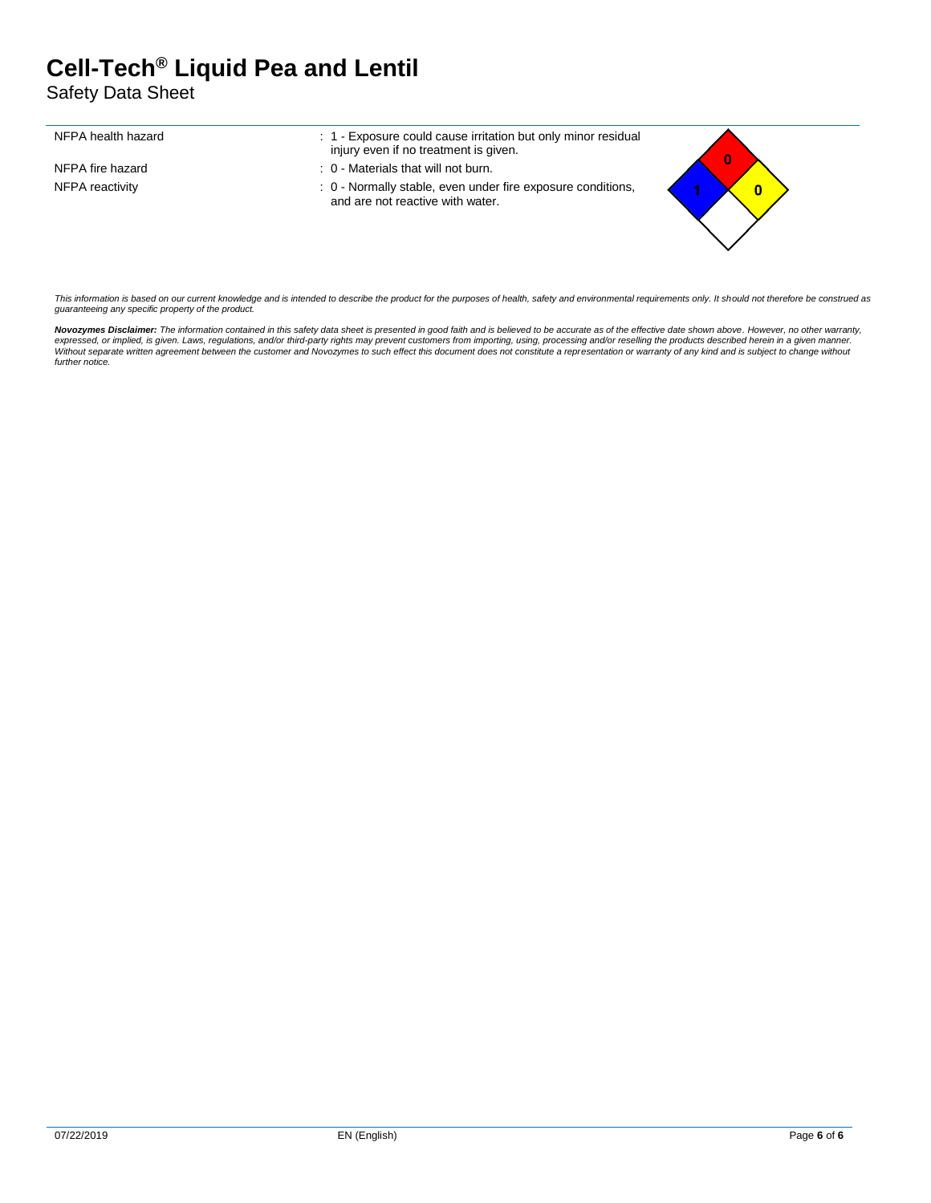| | |
|---|---|
| NFPA health hazard | : 1 - Exposure could cause irritation but only minor residual injury even if no treatment is given. |
| NFPA fire hazard | : 0 - Materials that will not burn. |
| NFPA reactivity | : 0 - Normally stable, even under fire exposure conditions, and are not reactive with water. |

*This information is based on our current knowledge and is intended to describe the product for the purposes of health, safety and environmental requirements only. It should not therefore be construed as guaranteeing any specific property of the product.*

***Novozymes Disclaimer:*** *The information contained in this safety data sheet is presented in good faith and is believed to be accurate as of the effective date shown above. However, no other warranty, expressed, or implied, is given. Laws, regulations, and/or third-party rights may prevent customers from importing, using, processing and/or reselling the products described herein in a given manner. Without separate written agreement between the customer and Novozymes to such effect this document does not constitute a representation or warranty of any kind and is subject to change without further notice.*